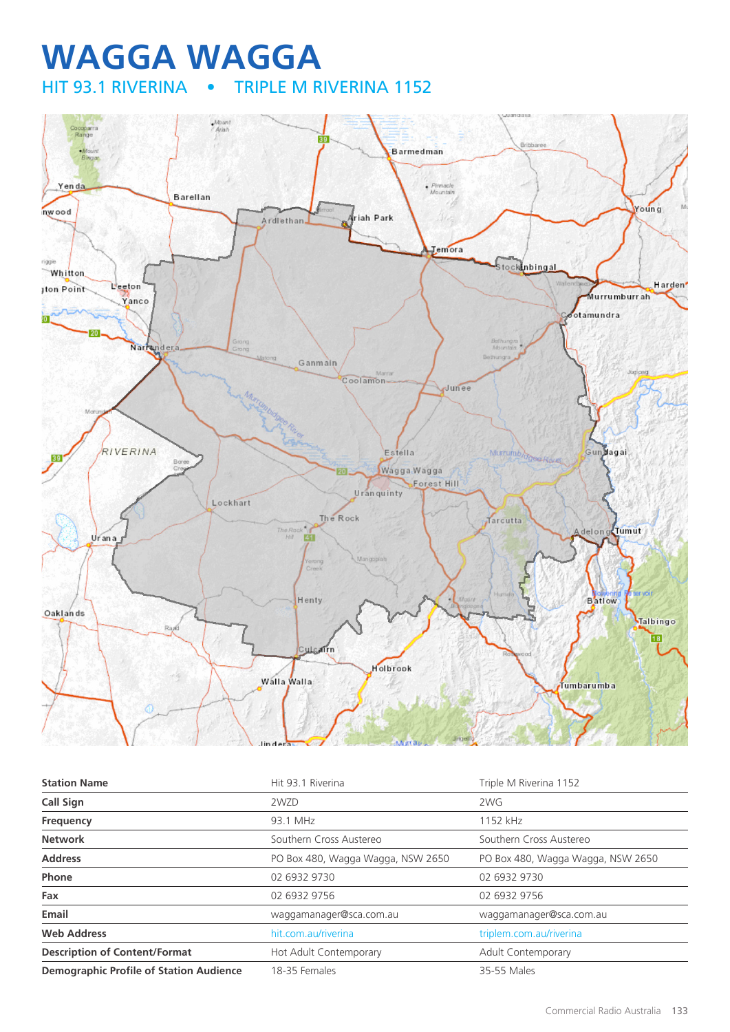# WAGGA WAGGA

## HIT 93.1 RIVERINA • TRIPLE M RIVERINA 1152

| Station Name | Hit 93.1 Riverina | Triple M Riverina 1152 |
|---|---|---|
| Call Sign | 2WZD | 2WG |
| Frequency | 93.1 MHz | 1152 kHz |
| Network | Southern Cross Austereo | Southern Cross Austereo |
| Address | PO Box 480, Wagga Wagga, NSW 2650 | PO Box 480, Wagga Wagga, NSW 2650 |
| Phone | 02 6932 9730 | 02 6932 9730 |
| Fax | 02 6932 9756 | 02 6932 9756 |
| Email | waggamanager@sca.com.au | waggamanager@sca.com.au |
| Web Address | hit.com.au/riverina | triplem.com.au/riverina |
| Description of Content/Format | Hot Adult Contemporary | Adult Contemporary |
| Demographic Profile of Station Audience | 18-35 Females | 35-55 Males |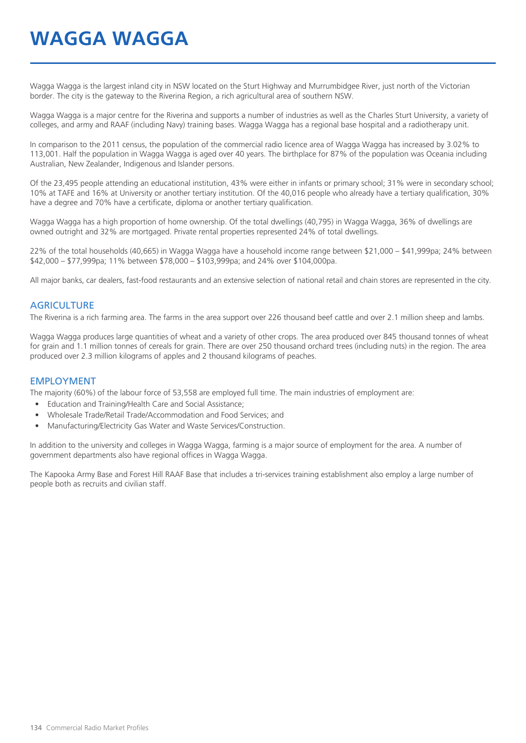# WAGGA WAGGA

Wagga Wagga is the largest inland city in NSW located on the Sturt Highway and Murrumbidgee River, just north of the Victorian border. The city is the gateway to the Riverina Region, a rich agricultural area of southern NSW.

Wagga Wagga is a major centre for the Riverina and supports a number of industries as well as the Charles Sturt University, a variety of colleges, and army and RAAF (including Navy) training bases. Wagga Wagga has a regional base hospital and a radiotherapy unit.

In comparison to the 2011 census, the population of the commercial radio licence area of Wagga Wagga has increased by 3.02% to 113,001. Half the population in Wagga Wagga is aged over 40 years. The birthplace for 87% of the population was Oceania including Australian, New Zealander, Indigenous and Islander persons.

Of the 23,495 people attending an educational institution, 43% were either in infants or primary school; 31% were in secondary school; 10% at TAFE and 16% at University or another tertiary institution. Of the 40,016 people who already have a tertiary qualification, 30% have a degree and 70% have a certificate, diploma or another tertiary qualification.

Wagga Wagga has a high proportion of home ownership. Of the total dwellings (40,795) in Wagga Wagga, 36% of dwellings are owned outright and 32% are mortgaged. Private rental properties represented 24% of total dwellings.

22% of the total households (40,665) in Wagga Wagga have a household income range between $21,000 – $41,999pa; 24% between $42,000 – $77,999pa; 11% between $78,000 – $103,999pa; and 24% over $104,000pa.

All major banks, car dealers, fast-food restaurants and an extensive selection of national retail and chain stores are represented in the city.

## AGRICULTURE

The Riverina is a rich farming area. The farms in the area support over 226 thousand beef cattle and over 2.1 million sheep and lambs.

Wagga Wagga produces large quantities of wheat and a variety of other crops. The area produced over 845 thousand tonnes of wheat for grain and 1.1 million tonnes of cereals for grain. There are over 250 thousand orchard trees (including nuts) in the region. The area produced over 2.3 million kilograms of apples and 2 thousand kilograms of peaches.

## EMPLOYMENT

The majority (60%) of the labour force of 53,558 are employed full time. The main industries of employment are:

- Education and Training/Health Care and Social Assistance;
- Wholesale Trade/Retail Trade/Accommodation and Food Services; and
- Manufacturing/Electricity Gas Water and Waste Services/Construction.

In addition to the university and colleges in Wagga Wagga, farming is a major source of employment for the area. A number of government departments also have regional offices in Wagga Wagga.

The Kapooka Army Base and Forest Hill RAAF Base that includes a tri-services training establishment also employ a large number of people both as recruits and civilian staff.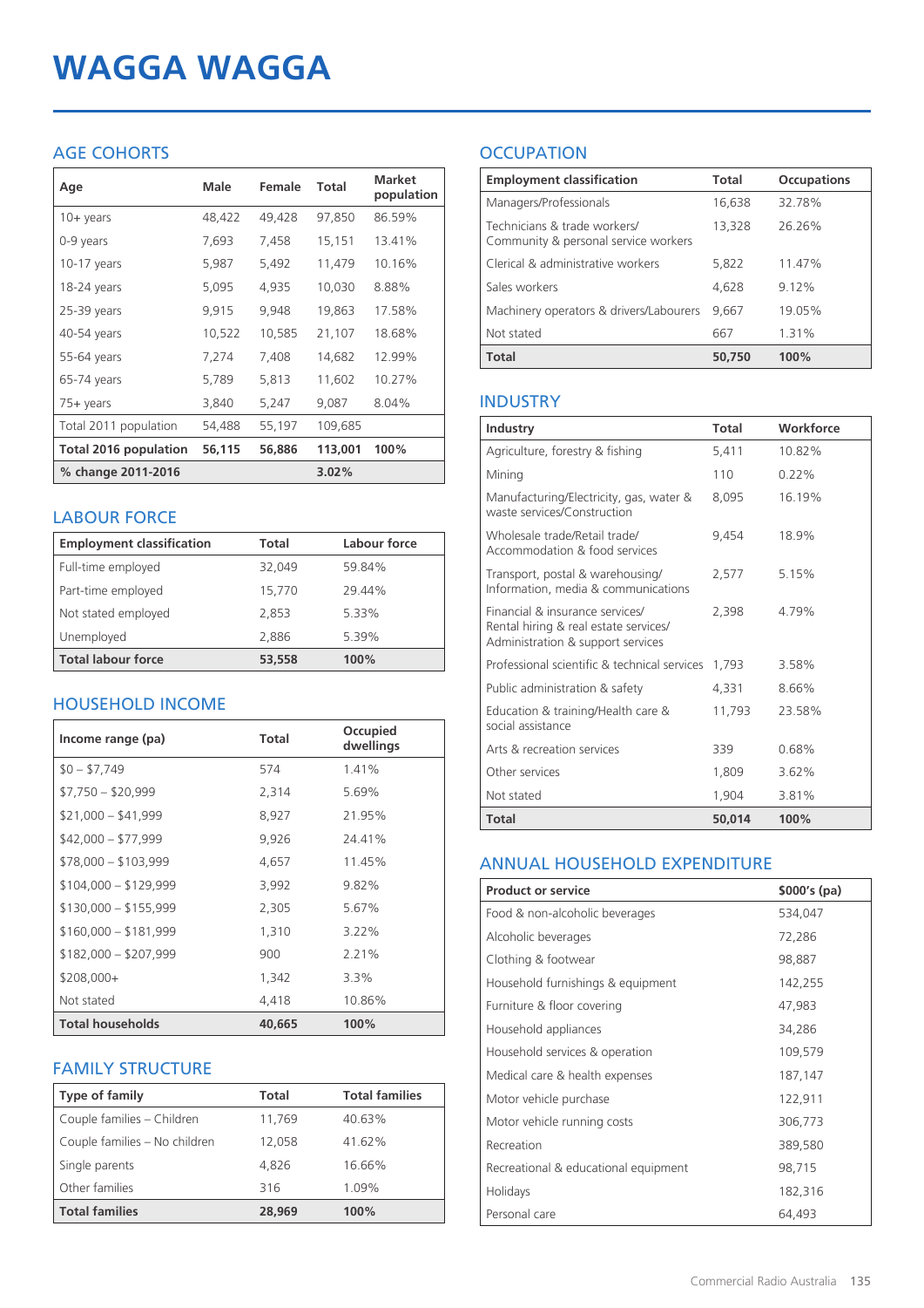# WAGGA WAGGA

## AGE COHORTS

| Age | Male | Female | Total | Market population |
|---|---|---|---|---|
| 10+ years | 48,422 | 49,428 | 97,850 | 86.59% |
| 0-9 years | 7,693 | 7,458 | 15,151 | 13.41% |
| 10-17 years | 5,987 | 5,492 | 11,479 | 10.16% |
| 18-24 years | 5,095 | 4,935 | 10,030 | 8.88% |
| 25-39 years | 9,915 | 9,948 | 19,863 | 17.58% |
| 40-54 years | 10,522 | 10,585 | 21,107 | 18.68% |
| 55-64 years | 7,274 | 7,408 | 14,682 | 12.99% |
| 65-74 years | 5,789 | 5,813 | 11,602 | 10.27% |
| 75+ years | 3,840 | 5,247 | 9,087 | 8.04% |
| Total 2011 population | 54,488 | 55,197 | 109,685 | |
| **Total 2016 population** | **56,115** | **56,886** | **113,001** | **100%** |
| **% change 2011-2016** | | | **3.02%** | |

## LABOUR FORCE

| Employment classification | Total | Labour force |
|---|---|---|
| Full-time employed | 32,049 | 59.84% |
| Part-time employed | 15,770 | 29.44% |
| Not stated employed | 2,853 | 5.33% |
| Unemployed | 2,886 | 5.39% |
| **Total labour force** | **53,558** | **100%** |

## HOUSEHOLD INCOME

| Income range (pa) | Total | Occupied dwellings |
|---|---|---|
| $0 – $7,749 | 574 | 1.41% |
| $7,750 – $20,999 | 2,314 | 5.69% |
| $21,000 – $41,999 | 8,927 | 21.95% |
| $42,000 – $77,999 | 9,926 | 24.41% |
| $78,000 – $103,999 | 4,657 | 11.45% |
| $104,000 – $129,999 | 3,992 | 9.82% |
| $130,000 – $155,999 | 2,305 | 5.67% |
| $160,000 – $181,999 | 1,310 | 3.22% |
| $182,000 – $207,999 | 900 | 2.21% |
| $208,000+ | 1,342 | 3.3% |
| Not stated | 4,418 | 10.86% |
| **Total households** | **40,665** | **100%** |

## FAMILY STRUCTURE

| Type of family | Total | Total families |
|---|---|---|
| Couple families – Children | 11,769 | 40.63% |
| Couple families – No children | 12,058 | 41.62% |
| Single parents | 4,826 | 16.66% |
| Other families | 316 | 1.09% |
| **Total families** | **28,969** | **100%** |

## OCCUPATION

| Employment classification | Total | Occupations |
|---|---|---|
| Managers/Professionals | 16,638 | 32.78% |
| Technicians & trade workers/ Community & personal service workers | 13,328 | 26.26% |
| Clerical & administrative workers | 5,822 | 11.47% |
| Sales workers | 4,628 | 9.12% |
| Machinery operators & drivers/Labourers | 9,667 | 19.05% |
| Not stated | 667 | 1.31% |
| **Total** | **50,750** | **100%** |

## INDUSTRY

| Industry | Total | Workforce |
|---|---|---|
| Agriculture, forestry & fishing | 5,411 | 10.82% |
| Mining | 110 | 0.22% |
| Manufacturing/Electricity, gas, water & waste services/Construction | 8,095 | 16.19% |
| Wholesale trade/Retail trade/ Accommodation & food services | 9,454 | 18.9% |
| Transport, postal & warehousing/ Information, media & communications | 2,577 | 5.15% |
| Financial & insurance services/ Rental hiring & real estate services/ Administration & support services | 2,398 | 4.79% |
| Professional scientific & technical services | 1,793 | 3.58% |
| Public administration & safety | 4,331 | 8.66% |
| Education & training/Health care & social assistance | 11,793 | 23.58% |
| Arts & recreation services | 339 | 0.68% |
| Other services | 1,809 | 3.62% |
| Not stated | 1,904 | 3.81% |
| **Total** | **50,014** | **100%** |

## ANNUAL HOUSEHOLD EXPENDITURE

| Product or service | $000's (pa) |
|---|---|
| Food & non-alcoholic beverages | 534,047 |
| Alcoholic beverages | 72,286 |
| Clothing & footwear | 98,887 |
| Household furnishings & equipment | 142,255 |
| Furniture & floor covering | 47,983 |
| Household appliances | 34,286 |
| Household services & operation | 109,579 |
| Medical care & health expenses | 187,147 |
| Motor vehicle purchase | 122,911 |
| Motor vehicle running costs | 306,773 |
| Recreation | 389,580 |
| Recreational & educational equipment | 98,715 |
| Holidays | 182,316 |
| Personal care | 64,493 |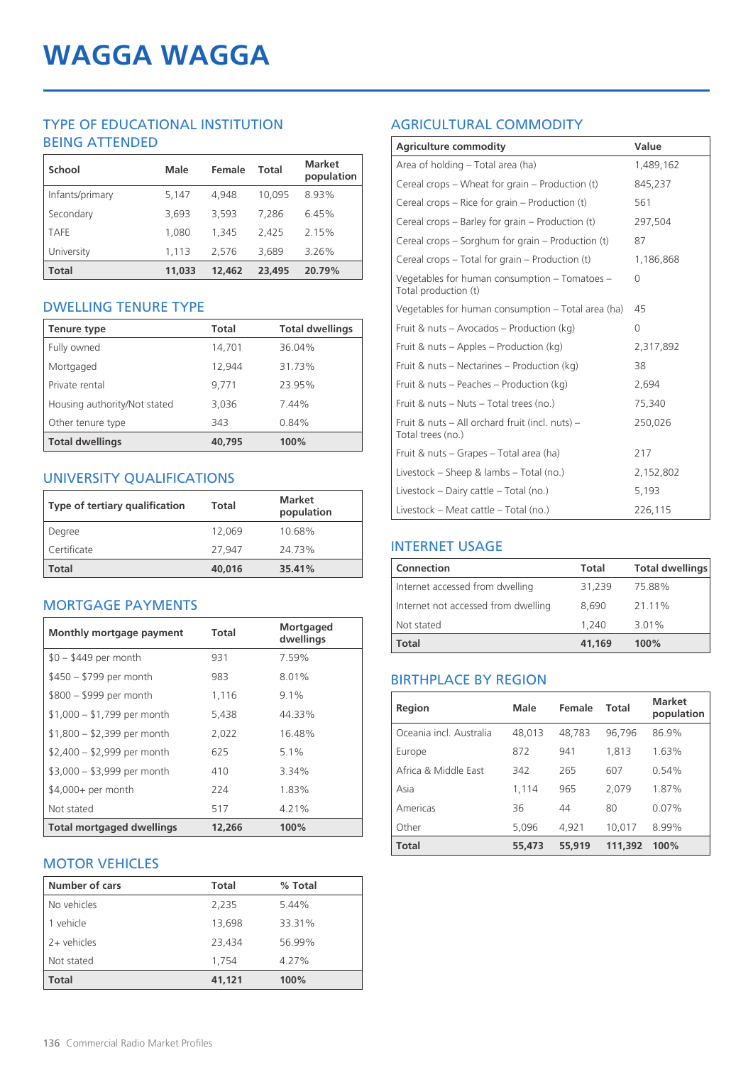# WAGGA WAGGA

## TYPE OF EDUCATIONAL INSTITUTION BEING ATTENDED

| School | Male | Female | Total | Market population |
|---|---|---|---|---|
| Infants/primary | 5,147 | 4,948 | 10,095 | 8.93% |
| Secondary | 3,693 | 3,593 | 7,286 | 6.45% |
| TAFE | 1,080 | 1,345 | 2,425 | 2.15% |
| University | 1,113 | 2,576 | 3,689 | 3.26% |
| **Total** | **11,033** | **12,462** | **23,495** | **20.79%** |

## DWELLING TENURE TYPE

| Tenure type | Total | Total dwellings |
|---|---|---|
| Fully owned | 14,701 | 36.04% |
| Mortgaged | 12,944 | 31.73% |
| Private rental | 9,771 | 23.95% |
| Housing authority/Not stated | 3,036 | 7.44% |
| Other tenure type | 343 | 0.84% |
| **Total dwellings** | **40,795** | **100%** |

## UNIVERSITY QUALIFICATIONS

| Type of tertiary qualification | Total | Market population |
|---|---|---|
| Degree | 12,069 | 10.68% |
| Certificate | 27,947 | 24.73% |
| **Total** | **40,016** | **35.41%** |

## MORTGAGE PAYMENTS

| Monthly mortgage payment | Total | Mortgaged dwellings |
|---|---|---|
| $0 – $449 per month | 931 | 7.59% |
| $450 – $799 per month | 983 | 8.01% |
| $800 – $999 per month | 1,116 | 9.1% |
| $1,000 – $1,799 per month | 5,438 | 44.33% |
| $1,800 – $2,399 per month | 2,022 | 16.48% |
| $2,400 – $2,999 per month | 625 | 5.1% |
| $3,000 – $3,999 per month | 410 | 3.34% |
| $4,000+ per month | 224 | 1.83% |
| Not stated | 517 | 4.21% |
| **Total mortgaged dwellings** | **12,266** | **100%** |

## MOTOR VEHICLES

| Number of cars | Total | % Total |
|---|---|---|
| No vehicles | 2,235 | 5.44% |
| 1 vehicle | 13,698 | 33.31% |
| 2+ vehicles | 23,434 | 56.99% |
| Not stated | 1,754 | 4.27% |
| **Total** | **41,121** | **100%** |

## AGRICULTURAL COMMODITY

| Agriculture commodity | Value |
|---|---|
| Area of holding – Total area (ha) | 1,489,162 |
| Cereal crops – Wheat for grain – Production (t) | 845,237 |
| Cereal crops – Rice for grain – Production (t) | 561 |
| Cereal crops – Barley for grain – Production (t) | 297,504 |
| Cereal crops – Sorghum for grain – Production (t) | 87 |
| Cereal crops – Total for grain – Production (t) | 1,186,868 |
| Vegetables for human consumption – Tomatoes – Total production (t) | 0 |
| Vegetables for human consumption – Total area (ha) | 45 |
| Fruit & nuts – Avocados – Production (kg) | 0 |
| Fruit & nuts – Apples – Production (kg) | 2,317,892 |
| Fruit & nuts – Nectarines – Production (kg) | 38 |
| Fruit & nuts – Peaches – Production (kg) | 2,694 |
| Fruit & nuts – Nuts – Total trees (no.) | 75,340 |
| Fruit & nuts – All orchard fruit (incl. nuts) – Total trees (no.) | 250,026 |
| Fruit & nuts – Grapes – Total area (ha) | 217 |
| Livestock – Sheep & lambs – Total (no.) | 2,152,802 |
| Livestock – Dairy cattle – Total (no.) | 5,193 |
| Livestock – Meat cattle – Total (no.) | 226,115 |

## INTERNET USAGE

| Connection | Total | Total dwellings |
|---|---|---|
| Internet accessed from dwelling | 31,239 | 75.88% |
| Internet not accessed from dwelling | 8,690 | 21.11% |
| Not stated | 1,240 | 3.01% |
| **Total** | **41,169** | **100%** |

## BIRTHPLACE BY REGION

| Region | Male | Female | Total | Market population |
|---|---|---|---|---|
| Oceania incl. Australia | 48,013 | 48,783 | 96,796 | 86.9% |
| Europe | 872 | 941 | 1,813 | 1.63% |
| Africa & Middle East | 342 | 265 | 607 | 0.54% |
| Asia | 1,114 | 965 | 2,079 | 1.87% |
| Americas | 36 | 44 | 80 | 0.07% |
| Other | 5,096 | 4,921 | 10,017 | 8.99% |
| **Total** | **55,473** | **55,919** | **111,392** | **100%** |